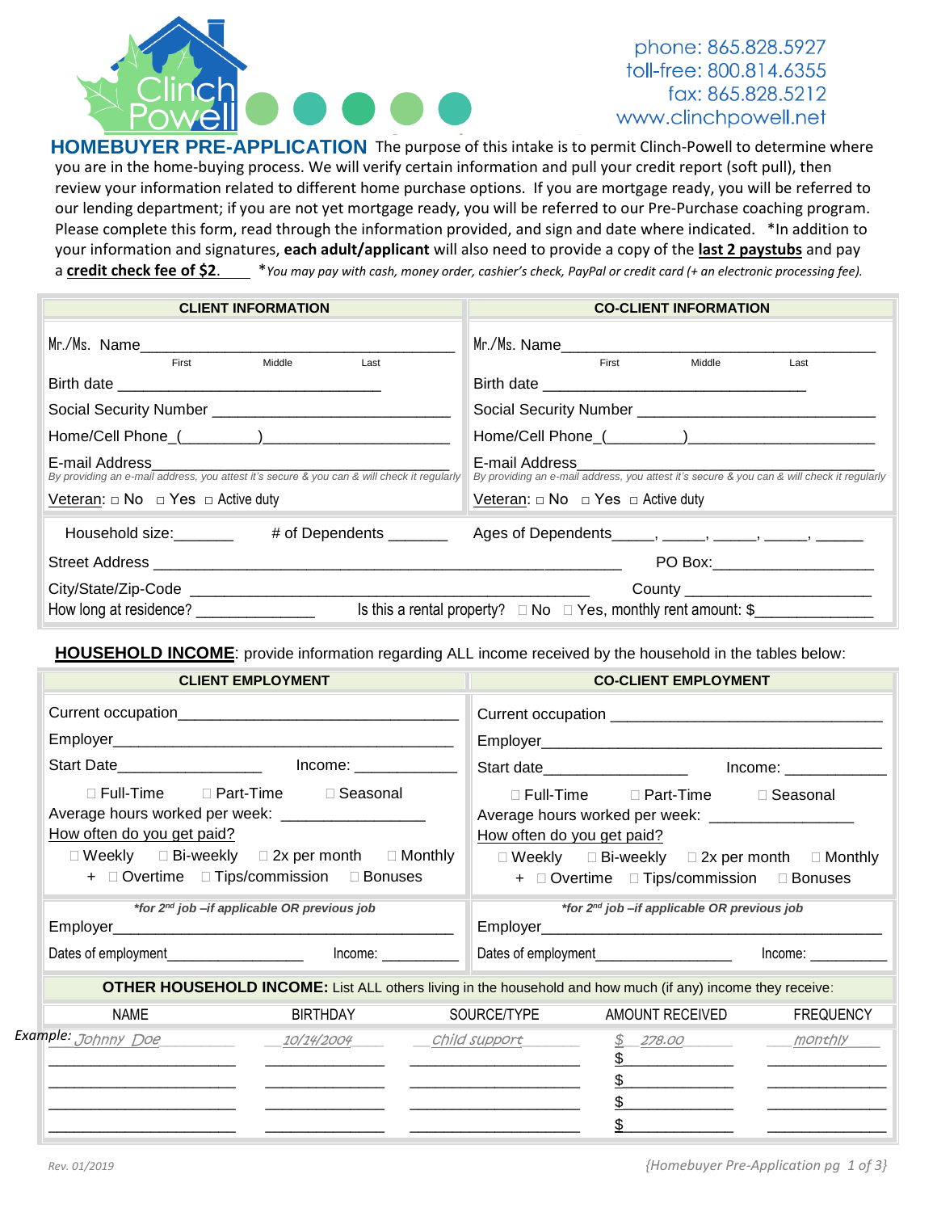Clinch Powell

phone: 865.828.5927
toll-free: 800.814.6355
fax: 865.828.5212
www.clinchpowell.net

## HOMEBUYER PRE-APPLICATION

The purpose of this intake is to permit Clinch-Powell to determine where you are in the home-buying process. We will verify certain information and pull your credit report (soft pull), then review your information related to different home purchase options. If you are mortgage ready, you will be referred to our lending department; if you are not yet mortgage ready, you will be referred to our Pre-Purchase coaching program. Please complete this form, read through the information provided, and sign and date where indicated. *In addition to your information and signatures, **each adult/applicant** will also need to provide a copy of the **last 2 paystubs** and pay a **credit check fee of $2**. *You may pay with cash, money order, cashier's check, PayPal or credit card (+ an electronic processing fee).*

| CLIENT INFORMATION | CO-CLIENT INFORMATION |
|---|---|
| Mr./Ms. Name________________________ (First / Middle / Last) | Mr./Ms. Name________________________ (First / Middle / Last) |
| Birth date ____________________ | Birth date ____________________ |
| Social Security Number ____________________ | Social Security Number ____________________ |
| Home/Cell Phone (_________)____________________ | Home/Cell Phone (_________)____________________ |
| E-mail Address____________________ *By providing an e-mail address, you attest it's secure & you can & will check it regularly* | E-mail Address____________________ *By providing an e-mail address, you attest it's secure & you can & will check it regularly* |
| Veteran: ☐ No ☐ Yes ☐ Active duty | Veteran: ☐ No ☐ Yes ☐ Active duty |

Household size:_______ # of Dependents _______ Ages of Dependents_____, _____, _____, _____, _____

Street Address ______________________________ PO Box:__________________

City/State/Zip-Code ______________________________ County ______________________

How long at residence? ______________ Is this a rental property? ☐ No ☐ Yes, monthly rent amount: $_____________

**HOUSEHOLD INCOME**: provide information regarding ALL income received by the household in the tables below:

| CLIENT EMPLOYMENT | CO-CLIENT EMPLOYMENT |
|---|---|
| Current occupation______________________________ | Current occupation ______________________________ |
| Employer______________________________ | Employer______________________________ |
| Start Date________________ Income: ___________ | Start date________________ Income: ___________ |
| ☐ Full-Time ☐ Part-Time ☐ Seasonal | ☐ Full-Time ☐ Part-Time ☐ Seasonal |
| Average hours worked per week: ________________ | Average hours worked per week: ________________ |
| How often do you get paid? | How often do you get paid? |
| ☐ Weekly ☐ Bi-weekly ☐ 2x per month ☐ Monthly | ☐ Weekly ☐ Bi-weekly ☐ 2x per month ☐ Monthly |
| + ☐ Overtime ☐ Tips/commission ☐ Bonuses | + ☐ Overtime ☐ Tips/commission ☐ Bonuses |
| *\*for 2nd job –if applicable OR previous job* | *\*for 2nd job –if applicable OR previous job* |
| Employer______________________________ | Employer______________________________ |
| Dates of employment________________ Income: _________ | Dates of employment________________ Income: _________ |

**OTHER HOUSEHOLD INCOME:** List ALL others living in the household and how much (if any) income they receive:

| NAME | BIRTHDAY | SOURCE/TYPE | AMOUNT RECEIVED | FREQUENCY |
|---|---|---|---|---|
| *Example: Johnny Doe* | *10/14/2004* | *Child support* | *$ 278.00* | *monthly* |
| | | | $ | |
| | | | $ | |
| | | | $ | |
| | | | $ | |

Rev. 01/2019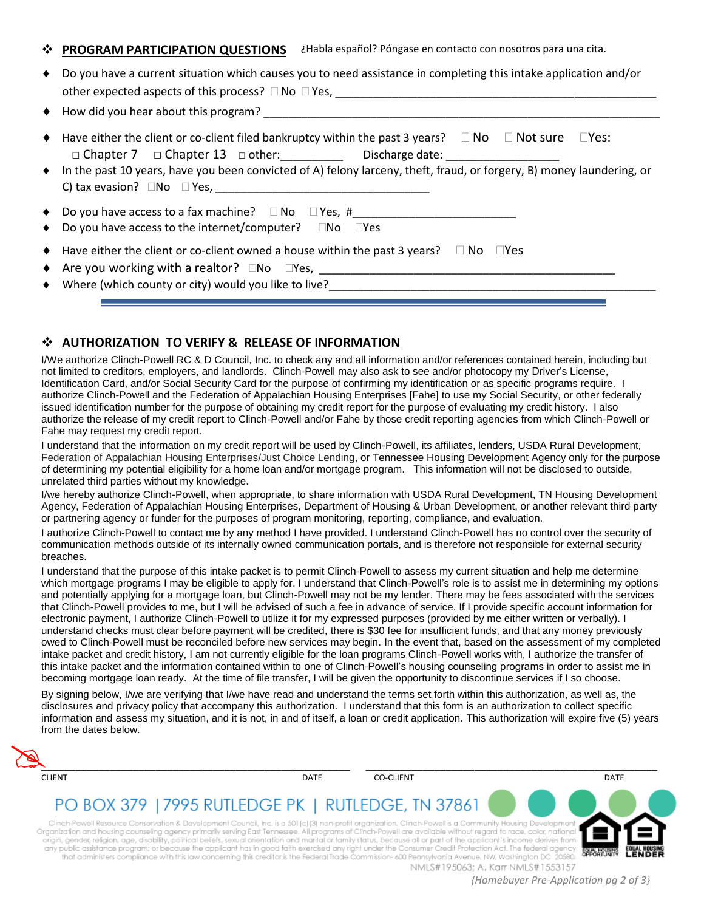## ❖ PROGRAM PARTICIPATION QUESTIONS

¿Habla español? Póngase en contacto con nosotros para una cita.

- Do you have a current situation which causes you to need assistance in completing this intake application and/or other expected aspects of this process? ☐ No ☐ Yes, ______________________________________________________
- How did you hear about this program? ____________________________________________________________________
- Have either the client or co-client filed bankruptcy within the past 3 years? ☐ No ☐ Not sure ☐ Yes: ☐ Chapter 7 ☐ Chapter 13 ☐ other:__________ Discharge date: __________________
- In the past 10 years, have you been convicted of A) felony larceny, theft, fraud, or forgery, B) money laundering, or C) tax evasion? ☐No ☐ Yes, ___________________________________
- Do you have access to a fax machine? ☐ No ☐ Yes, #__________________________
- Do you have access to the internet/computer? ☐No ☐Yes
- Have either the client or co-client owned a house within the past 3 years? ☐ No ☐Yes
- Are you working with a realtor? ☐No ☐Yes, _______________________________________________
- Where (which county or city) would you like to live?_______________________________________________________

---

## ❖ AUTHORIZATION TO VERIFY & RELEASE OF INFORMATION

I/We authorize Clinch-Powell RC & D Council, Inc. to check any and all information and/or references contained herein, including but not limited to creditors, employers, and landlords. Clinch-Powell may also ask to see and/or photocopy my Driver's License, Identification Card, and/or Social Security Card for the purpose of confirming my identification or as specific programs require. I authorize Clinch-Powell and the Federation of Appalachian Housing Enterprises [Fahe] to use my Social Security, or other federally issued identification number for the purpose of obtaining my credit report for the purpose of evaluating my credit history. I also authorize the release of my credit report to Clinch-Powell and/or Fahe by those credit reporting agencies from which Clinch-Powell or Fahe may request my credit report.

I understand that the information on my credit report will be used by Clinch-Powell, its affiliates, lenders, USDA Rural Development, Federation of Appalachian Housing Enterprises/Just Choice Lending, or Tennessee Housing Development Agency only for the purpose of determining my potential eligibility for a home loan and/or mortgage program. This information will not be disclosed to outside, unrelated third parties without my knowledge.

I/we hereby authorize Clinch-Powell, when appropriate, to share information with USDA Rural Development, TN Housing Development Agency, Federation of Appalachian Housing Enterprises, Department of Housing & Urban Development, or another relevant third party or partnering agency or funder for the purposes of program monitoring, reporting, compliance, and evaluation.

I authorize Clinch-Powell to contact me by any method I have provided. I understand Clinch-Powell has no control over the security of communication methods outside of its internally owned communication portals, and is therefore not responsible for external security breaches.

I understand that the purpose of this intake packet is to permit Clinch-Powell to assess my current situation and help me determine which mortgage programs I may be eligible to apply for. I understand that Clinch-Powell's role is to assist me in determining my options and potentially applying for a mortgage loan, but Clinch-Powell may not be my lender. There may be fees associated with the services that Clinch-Powell provides to me, but I will be advised of such a fee in advance of service. If I provide specific account information for electronic payment, I authorize Clinch-Powell to utilize it for my expressed purposes (provided by me either written or verbally). I understand checks must clear before payment will be credited, there is $30 fee for insufficient funds, and that any money previously owed to Clinch-Powell must be reconciled before new services may begin. In the event that, based on the assessment of my completed intake packet and credit history, I am not currently eligible for the loan programs Clinch-Powell works with, I authorize the transfer of this intake packet and the information contained within to one of Clinch-Powell's housing counseling programs in order to assist me in becoming mortgage loan ready. At the time of file transfer, I will be given the opportunity to discontinue services if I so choose.

By signing below, I/we are verifying that I/we have read and understand the terms set forth within this authorization, as well as, the disclosures and privacy policy that accompany this authorization. I understand that this form is an authorization to collect specific information and assess my situation, and it is not, in and of itself, a loan or credit application. This authorization will expire five (5) years from the dates below.

______________________________________________ ______ ______________________________________________ ______

CLIENT DATE CO-CLIENT DATE

PO BOX 379 | 7995 RUTLEDGE PK | RUTLEDGE, TN 37861

Clinch-Powell Resource Conservation & Development Council, Inc. is a 501(c)(3) non-profit organization. Clinch-Powell is a Community Housing Development Organization and housing counseling agency primarily serving East Tennessee. All programs of Clinch-Powell are available without regard to race, color, national origin, gender, religion, age, disability, political beliefs, sexual orientation and marital or family status, because all or part of the applicant's income derives from any public assistance program; or because the applicant has in good faith exercised any right under the Consumer Credit Protection Act. The federal agency that administers compliance with this law concerning this creditor is the Federal Trade Commission- 600 Pennsylvania Avenue, NW, Washington DC 20580.

EQUAL HOUSING OPPORTUNITY EQUAL HOUSING LENDER

NMLS#195063; A. Karr NMLS#1553157

*{Homebuyer Pre-Application pg 2 of 3}*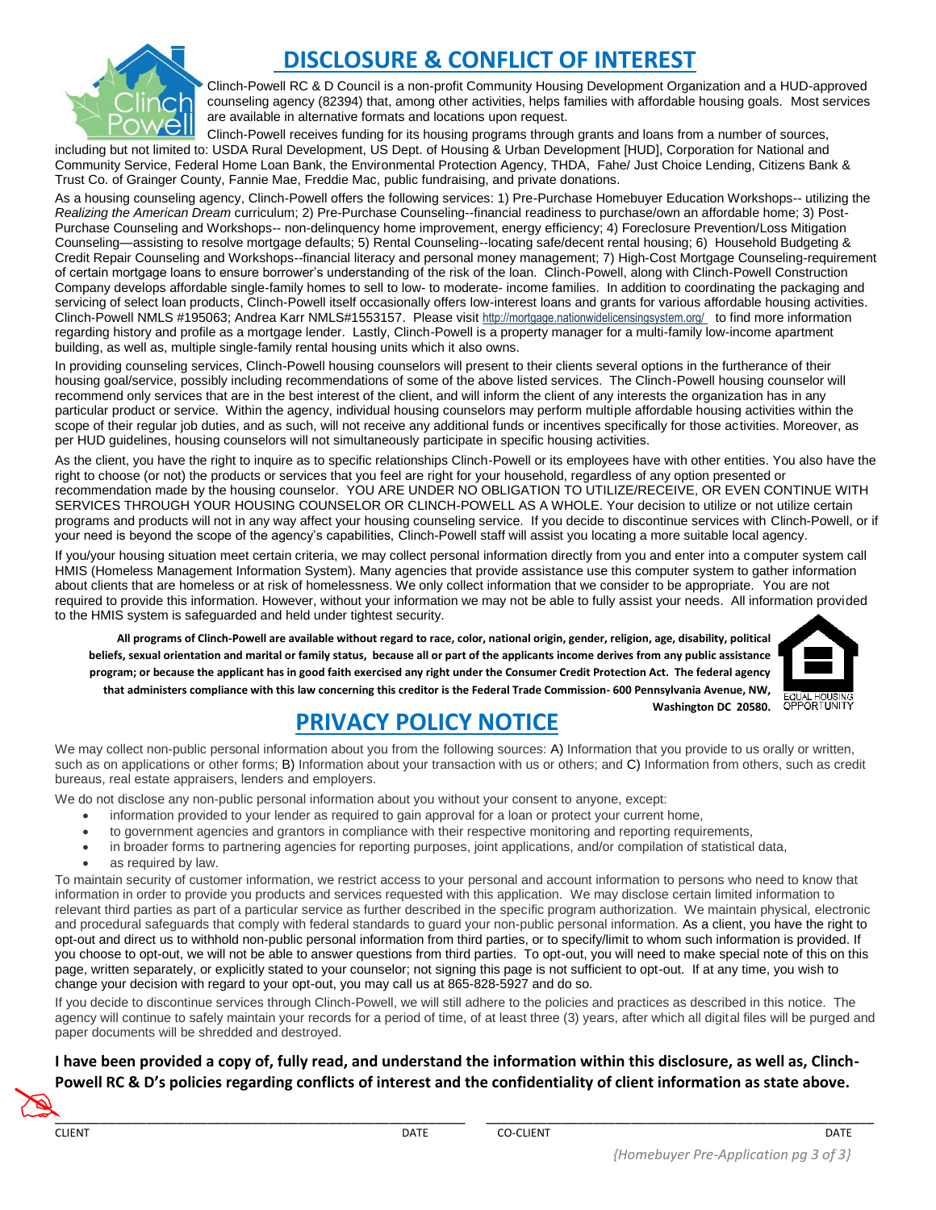# DISCLOSURE & CONFLICT OF INTEREST

Clinch-Powell RC & D Council is a non-profit Community Housing Development Organization and a HUD-approved counseling agency (82394) that, among other activities, helps families with affordable housing goals. Most services are available in alternative formats and locations upon request.

Clinch-Powell receives funding for its housing programs through grants and loans from a number of sources, including but not limited to: USDA Rural Development, US Dept. of Housing & Urban Development [HUD], Corporation for National and Community Service, Federal Home Loan Bank, the Environmental Protection Agency, THDA, Fahe/ Just Choice Lending, Citizens Bank & Trust Co. of Grainger County, Fannie Mae, Freddie Mac, public fundraising, and private donations.

As a housing counseling agency, Clinch-Powell offers the following services: 1) Pre-Purchase Homebuyer Education Workshops-- utilizing the *Realizing the American Dream* curriculum; 2) Pre-Purchase Counseling--financial readiness to purchase/own an affordable home; 3) Post-Purchase Counseling and Workshops-- non-delinquency home improvement, energy efficiency; 4) Foreclosure Prevention/Loss Mitigation Counseling—assisting to resolve mortgage defaults; 5) Rental Counseling--locating safe/decent rental housing; 6) Household Budgeting & Credit Repair Counseling and Workshops--financial literacy and personal money management; 7) High-Cost Mortgage Counseling-requirement of certain mortgage loans to ensure borrower's understanding of the risk of the loan. Clinch-Powell, along with Clinch-Powell Construction Company develops affordable single-family homes to sell to low- to moderate- income families. In addition to coordinating the packaging and servicing of select loan products, Clinch-Powell itself occasionally offers low-interest loans and grants for various affordable housing activities. Clinch-Powell NMLS #195063; Andrea Karr NMLS#1553157. Please visit http://mortgage.nationwidelicensingsystem.org/ to find more information regarding history and profile as a mortgage lender. Lastly, Clinch-Powell is a property manager for a multi-family low-income apartment building, as well as, multiple single-family rental housing units which it also owns.

In providing counseling services, Clinch-Powell housing counselors will present to their clients several options in the furtherance of their housing goal/service, possibly including recommendations of some of the above listed services. The Clinch-Powell housing counselor will recommend only services that are in the best interest of the client, and will inform the client of any interests the organization has in any particular product or service. Within the agency, individual housing counselors may perform multiple affordable housing activities within the scope of their regular job duties, and as such, will not receive any additional funds or incentives specifically for those activities. Moreover, as per HUD guidelines, housing counselors will not simultaneously participate in specific housing activities.

As the client, you have the right to inquire as to specific relationships Clinch-Powell or its employees have with other entities. You also have the right to choose (or not) the products or services that you feel are right for your household, regardless of any option presented or recommendation made by the housing counselor. YOU ARE UNDER NO OBLIGATION TO UTILIZE/RECEIVE, OR EVEN CONTINUE WITH SERVICES THROUGH YOUR HOUSING COUNSELOR OR CLINCH-POWELL AS A WHOLE. Your decision to utilize or not utilize certain programs and products will not in any way affect your housing counseling service. If you decide to discontinue services with Clinch-Powell, or if your need is beyond the scope of the agency's capabilities, Clinch-Powell staff will assist you locating a more suitable local agency.

If you/your housing situation meet certain criteria, we may collect personal information directly from you and enter into a computer system call HMIS (Homeless Management Information System). Many agencies that provide assistance use this computer system to gather information about clients that are homeless or at risk of homelessness. We only collect information that we consider to be appropriate. You are not required to provide this information. However, without your information we may not be able to fully assist your needs. All information provided to the HMIS system is safeguarded and held under tightest security.

**All programs of Clinch-Powell are available without regard to race, color, national origin, gender, religion, age, disability, political beliefs, sexual orientation and marital or family status, because all or part of the applicants income derives from any public assistance program; or because the applicant has in good faith exercised any right under the Consumer Credit Protection Act. The federal agency that administers compliance with this law concerning this creditor is the Federal Trade Commission- 600 Pennsylvania Avenue, NW, Washington DC 20580.**

EQUAL HOUSING OPPORTUNITY

# PRIVACY POLICY NOTICE

We may collect non-public personal information about you from the following sources: A) Information that you provide to us orally or written, such as on applications or other forms; B) Information about your transaction with us or others; and C) Information from others, such as credit bureaus, real estate appraisers, lenders and employers.

We do not disclose any non-public personal information about you without your consent to anyone, except:

- information provided to your lender as required to gain approval for a loan or protect your current home,
- to government agencies and grantors in compliance with their respective monitoring and reporting requirements,
- in broader forms to partnering agencies for reporting purposes, joint applications, and/or compilation of statistical data,
- as required by law.

To maintain security of customer information, we restrict access to your personal and account information to persons who need to know that information in order to provide you products and services requested with this application. We may disclose certain limited information to relevant third parties as part of a particular service as further described in the specific program authorization. We maintain physical, electronic and procedural safeguards that comply with federal standards to guard your non-public personal information. As a client, you have the right to opt-out and direct us to withhold non-public personal information from third parties, or to specify/limit to whom such information is provided. If you choose to opt-out, we will not be able to answer questions from third parties. To opt-out, you will need to make special note of this on this page, written separately, or explicitly stated to your counselor; not signing this page is not sufficient to opt-out. If at any time, you wish to change your decision with regard to your opt-out, you may call us at 865-828-5927 and do so.

If you decide to discontinue services through Clinch-Powell, we will still adhere to the policies and practices as described in this notice. The agency will continue to safely maintain your records for a period of time, of at least three (3) years, after which all digital files will be purged and paper documents will be shredded and destroyed.

**I have been provided a copy of, fully read, and understand the information within this disclosure, as well as, Clinch-Powell RC & D's policies regarding conflicts of interest and the confidentiality of client information as state above.**

_______________________________________ CLIENT DATE

_______________________________________ CO-CLIENT DATE

*{Homebuyer Pre-Application pg 3 of 3}*